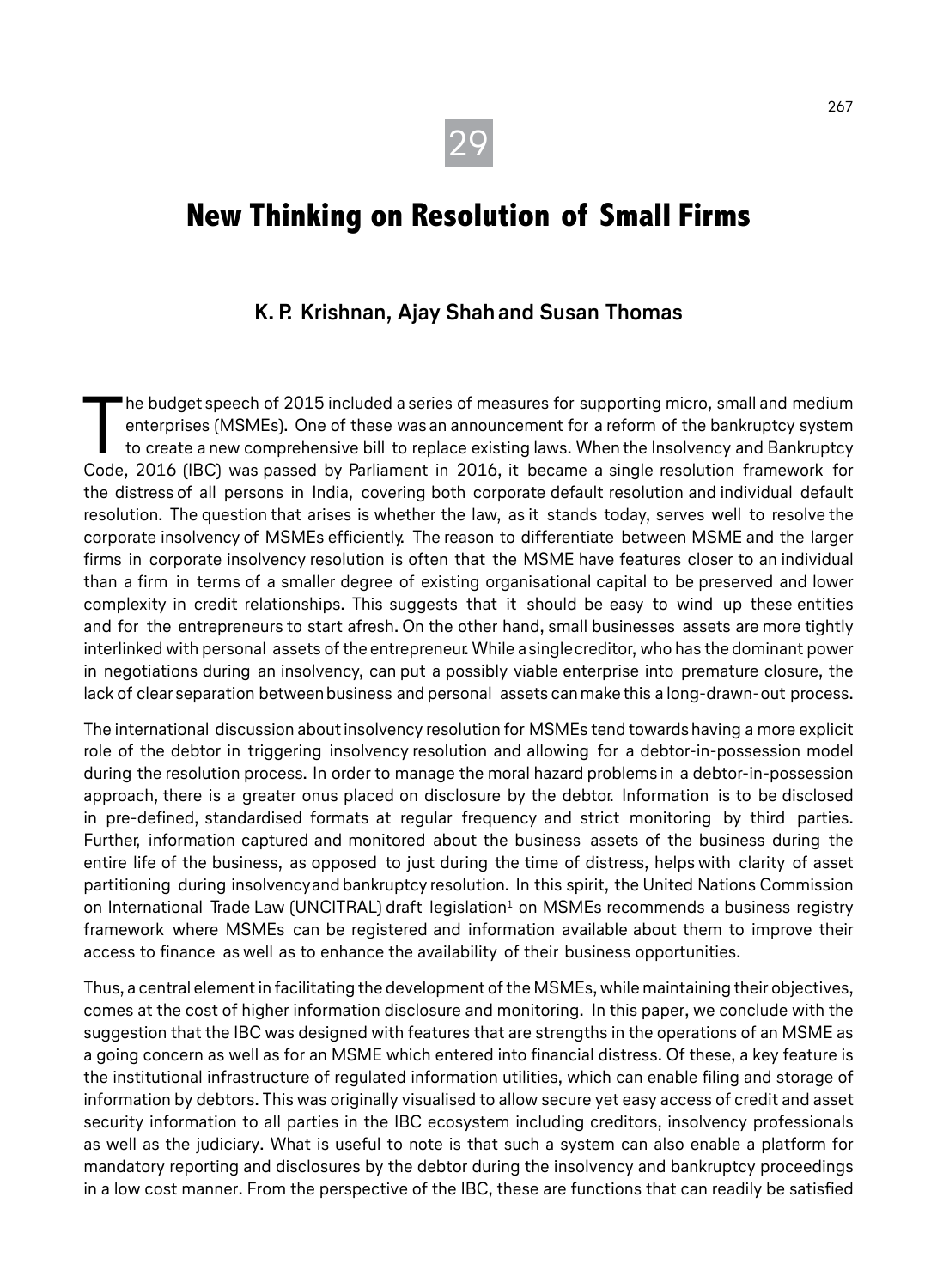29

# New Thinking on Resolution of Small Firms

**K. P. Krishnan, Ajay Shah and Susan Thomas**

The budget speech of 2015 included a series of measures for supporting micro, small and medium enterprises (MSMEs). One of these was an announcement for a reform of the bankruptcy system to create a new comprehensive bill to replace existing laws. When the Insolvency and Bankruptcy Code, 2016 (IBC) was passed by Parliament in 2016, it became a single resolution framework for the distress of all persons in India, covering both corporate default resolution and individual default resolution. The question that arises is whether the law, as it stands today, serves well to resolve the corporate insolvency of MSMEs efficiently. The reason to differentiate between MSME and the larger firms in corporate insolvency resolution is often that the MSME have features closer to an individual than a firm in terms of a smaller degree of existing organisational capital to be preserved and lower complexity in credit relationships. This suggests that it should be easy to wind up these entities and for the entrepreneurs to start afresh. On the other hand, small businesses assets are more tightly interlinked with personal assets of the entrepreneur. While a single creditor, who has the dominant power in negotiations during an insolvency, can put a possibly viable enterprise into premature closure, the lack of clear separation between business and personal assets can make this a long-drawn-out process.

The international discussion about insolvency resolution for MSMEs tend towards having a more explicit role of the debtor in triggering insolvency resolution and allowing for a debtor-in-possession model during the resolution process. In order to manage the moral hazard problems in a debtor-in-possession approach, there is a greater onus placed on disclosure by the debtor. Information is to be disclosed in pre-defined, standardised formats at regular frequency and strict monitoring by third parties. Further, information captured and monitored about the business assets of the business during the entire life of the business, as opposed to just during the time of distress, helps with clarity of asset partitioning during insolvency and bankruptcy resolution. In this spirit, the United Nations Commission on International Trade Law (UNCITRAL) draft legislation[1] on MSMEs recommends a business registry framework where MSMEs can be registered and information available about them to improve their access to finance as well as to enhance the availability of their business opportunities.

Thus, a central element in facilitating the development of the MSMEs, while maintaining their objectives, comes at the cost of higher information disclosure and monitoring. In this paper, we conclude with the suggestion that the IBC was designed with features that are strengths in the operations of an MSME as a going concern as well as for an MSME which entered into financial distress. Of these, a key feature is the institutional infrastructure of regulated information utilities, which can enable filing and storage of information by debtors. This was originally visualised to allow secure yet easy access of credit and asset security information to all parties in the IBC ecosystem including creditors, insolvency professionals as well as the judiciary. What is useful to note is that such a system can also enable a platform for mandatory reporting and disclosures by the debtor during the insolvency and bankruptcy proceedings in a low cost manner. From the perspective of the IBC, these are functions that can readily be satisfied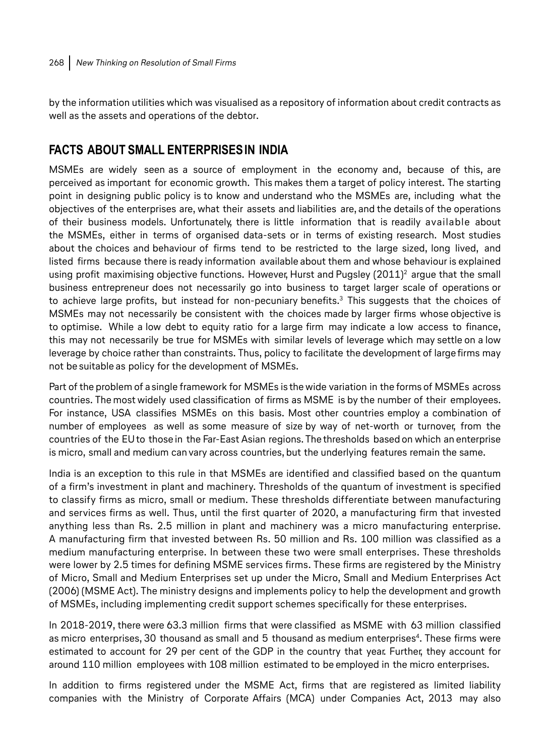by the information utilities which was visualised as a repository of information about credit contracts as well as the assets and operations of the debtor.

## FACTS ABOUT SMALL ENTERPRISES IN INDIA

MSMEs are widely seen as a source of employment in the economy and, because of this, are perceived as important for economic growth. This makes them a target of policy interest. The starting point in designing public policy is to know and understand who the MSMEs are, including what the objectives of the enterprises are, what their assets and liabilities are, and the details of the operations of their business models. Unfortunately, there is little information that is readily available about the MSMEs, either in terms of organised data-sets or in terms of existing research. Most studies about the choices and behaviour of firms tend to be restricted to the large sized, long lived, and listed firms because there is ready information available about them and whose behaviour is explained using profit maximising objective functions. However, Hurst and Pugsley (2011)[2] argue that the small business entrepreneur does not necessarily go into business to target larger scale of operations or to achieve large profits, but instead for non-pecuniary benefits.[3] This suggests that the choices of MSMEs may not necessarily be consistent with the choices made by larger firms whose objective is to optimise. While a low debt to equity ratio for a large firm may indicate a low access to finance, this may not necessarily be true for MSMEs with similar levels of leverage which may settle on a low leverage by choice rather than constraints. Thus, policy to facilitate the development of large firms may not be suitable as policy for the development of MSMEs.

Part of the problem of a single framework for MSMEs is the wide variation in the forms of MSMEs across countries. The most widely used classification of firms as MSME is by the number of their employees. For instance, USA classifies MSMEs on this basis. Most other countries employ a combination of number of employees as well as some measure of size by way of net-worth or turnover, from the countries of the EU to those in the Far-East Asian regions. The thresholds based on which an enterprise is micro, small and medium can vary across countries, but the underlying features remain the same.

India is an exception to this rule in that MSMEs are identified and classified based on the quantum of a firm's investment in plant and machinery. Thresholds of the quantum of investment is specified to classify firms as micro, small or medium. These thresholds differentiate between manufacturing and services firms as well. Thus, until the first quarter of 2020, a manufacturing firm that invested anything less than Rs. 2.5 million in plant and machinery was a micro manufacturing enterprise. A manufacturing firm that invested between Rs. 50 million and Rs. 100 million was classified as a medium manufacturing enterprise. In between these two were small enterprises. These thresholds were lower by 2.5 times for defining MSME services firms. These firms are registered by the Ministry of Micro, Small and Medium Enterprises set up under the Micro, Small and Medium Enterprises Act (2006) (MSME Act). The ministry designs and implements policy to help the development and growth of MSMEs, including implementing credit support schemes specifically for these enterprises.

In 2018-2019, there were 63.3 million firms that were classified as MSME with 63 million classified as micro enterprises, 30 thousand as small and 5 thousand as medium enterprises[4]. These firms were estimated to account for 29 per cent of the GDP in the country that year. Further, they account for around 110 million employees with 108 million estimated to be employed in the micro enterprises.

In addition to firms registered under the MSME Act, firms that are registered as limited liability companies with the Ministry of Corporate Affairs (MCA) under Companies Act, 2013 may also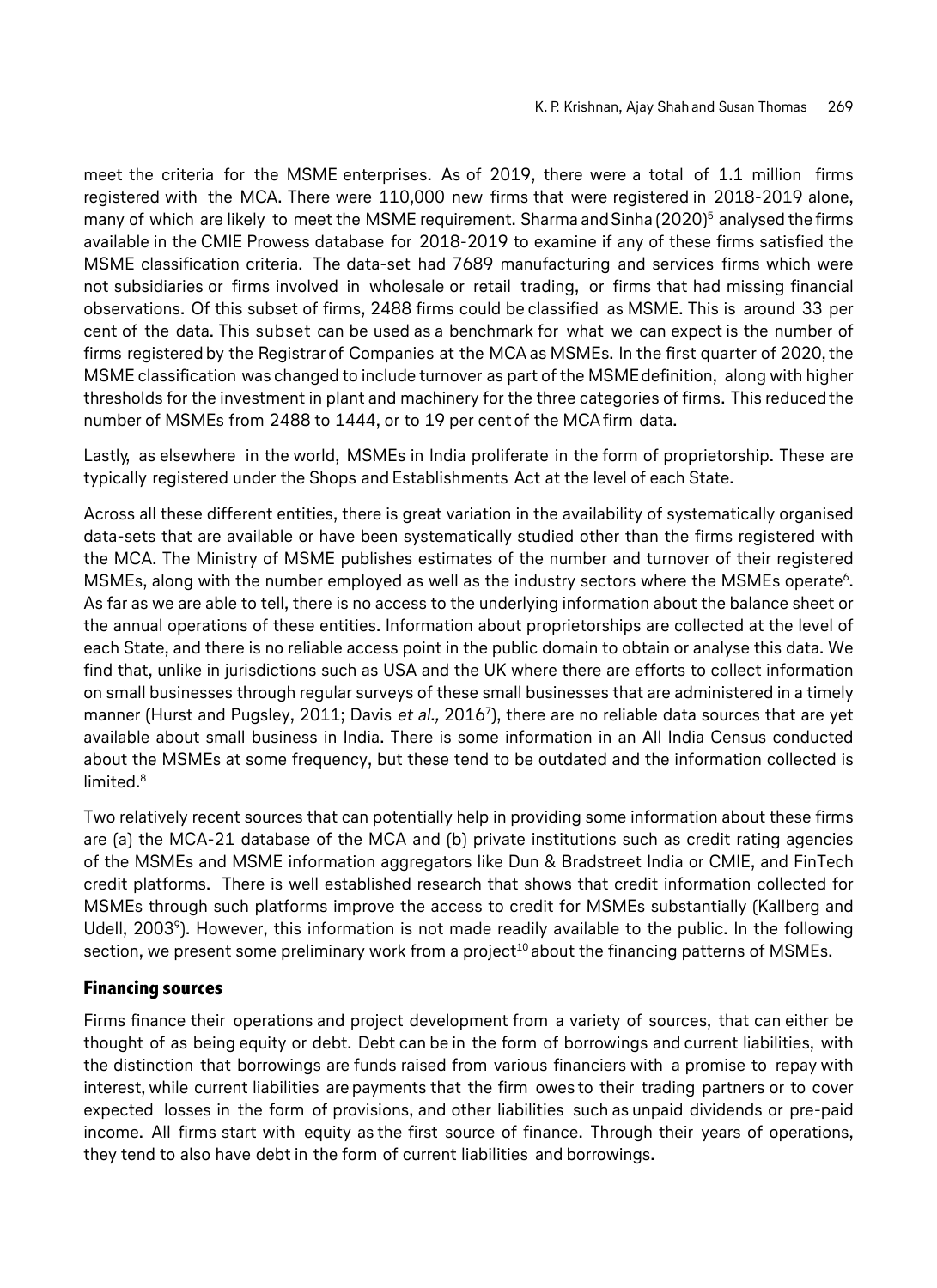meet the criteria for the MSME enterprises. As of 2019, there were a total of 1.1 million firms registered with the MCA. There were 110,000 new firms that were registered in 2018-2019 alone, many of which are likely to meet the MSME requirement. Sharma and Sinha (2020)[5] analysed the firms available in the CMIE Prowess database for 2018-2019 to examine if any of these firms satisfied the MSME classification criteria. The data-set had 7689 manufacturing and services firms which were not subsidiaries or firms involved in wholesale or retail trading, or firms that had missing financial observations. Of this subset of firms, 2488 firms could be classified as MSME. This is around 33 per cent of the data. This subset can be used as a benchmark for what we can expect is the number of firms registered by the Registrar of Companies at the MCA as MSMEs. In the first quarter of 2020, the MSME classification was changed to include turnover as part of the MSME definition, along with higher thresholds for the investment in plant and machinery for the three categories of firms. This reduced the number of MSMEs from 2488 to 1444, or to 19 per cent of the MCA firm data.

Lastly, as elsewhere in the world, MSMEs in India proliferate in the form of proprietorship. These are typically registered under the Shops and Establishments Act at the level of each State.

Across all these different entities, there is great variation in the availability of systematically organised data-sets that are available or have been systematically studied other than the firms registered with the MCA. The Ministry of MSME publishes estimates of the number and turnover of their registered MSMEs, along with the number employed as well as the industry sectors where the MSMEs operate[6]. As far as we are able to tell, there is no access to the underlying information about the balance sheet or the annual operations of these entities. Information about proprietorships are collected at the level of each State, and there is no reliable access point in the public domain to obtain or analyse this data. We find that, unlike in jurisdictions such as USA and the UK where there are efforts to collect information on small businesses through regular surveys of these small businesses that are administered in a timely manner (Hurst and Pugsley, 2011; Davis *et al.,* 2016[7]), there are no reliable data sources that are yet available about small business in India. There is some information in an All India Census conducted about the MSMEs at some frequency, but these tend to be outdated and the information collected is limited.[8]

Two relatively recent sources that can potentially help in providing some information about these firms are (a) the MCA-21 database of the MCA and (b) private institutions such as credit rating agencies of the MSMEs and MSME information aggregators like Dun & Bradstreet India or CMIE, and FinTech credit platforms. There is well established research that shows that credit information collected for MSMEs through such platforms improve the access to credit for MSMEs substantially (Kallberg and Udell, 2003[9]). However, this information is not made readily available to the public. In the following section, we present some preliminary work from a project[10] about the financing patterns of MSMEs.

## Financing sources

Firms finance their operations and project development from a variety of sources, that can either be thought of as being equity or debt. Debt can be in the form of borrowings and current liabilities, with the distinction that borrowings are funds raised from various financiers with a promise to repay with interest, while current liabilities are payments that the firm owes to their trading partners or to cover expected losses in the form of provisions, and other liabilities such as unpaid dividends or pre-paid income. All firms start with equity as the first source of finance. Through their years of operations, they tend to also have debt in the form of current liabilities and borrowings.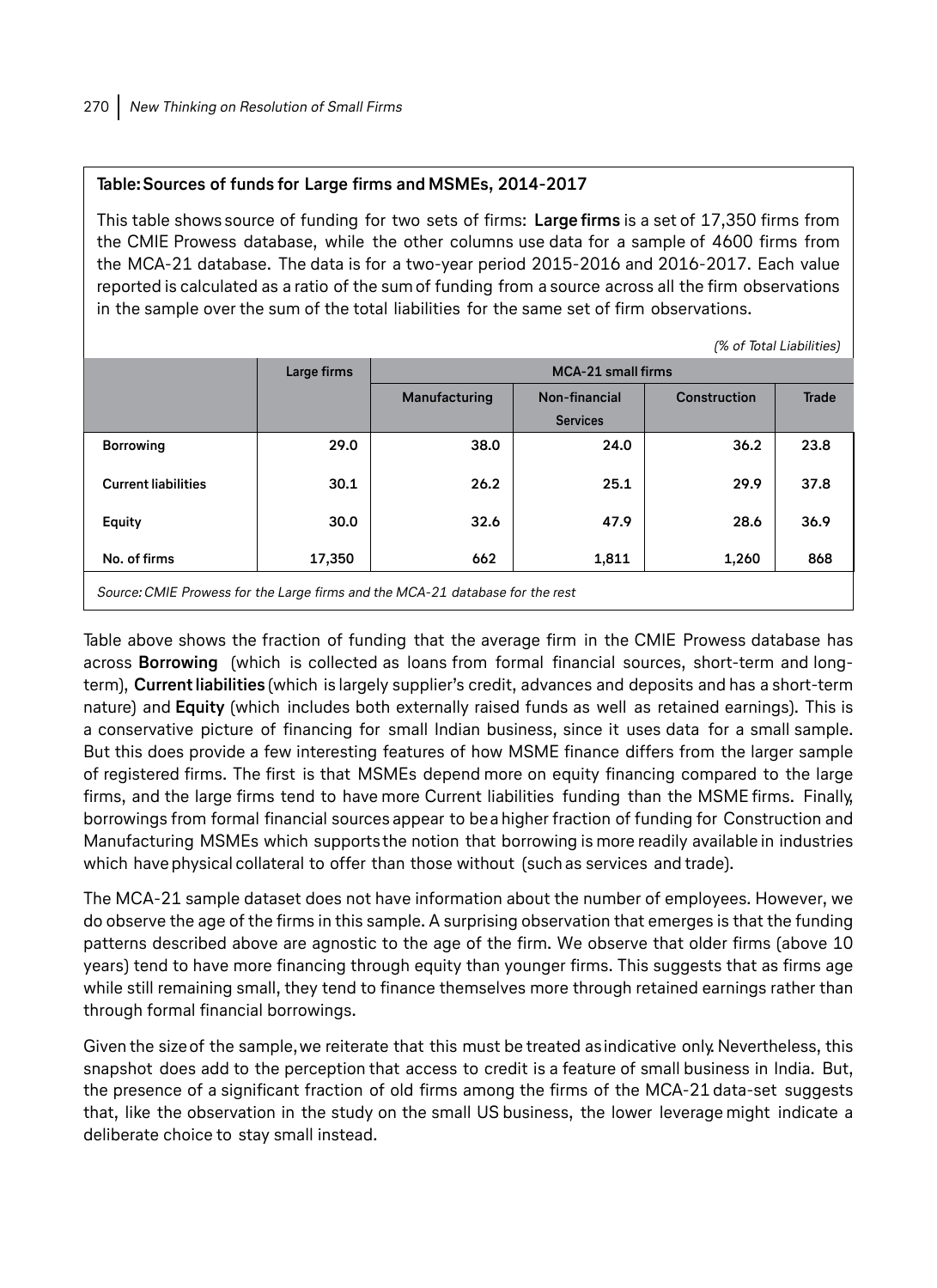**Table: Sources of funds for Large firms and MSMEs, 2014-2017**

This table shows source of funding for two sets of firms: **Large firms** is a set of 17,350 firms from the CMIE Prowess database, while the other columns use data for a sample of 4600 firms from the MCA-21 database. The data is for a two-year period 2015-2016 and 2016-2017. Each value reported is calculated as a ratio of the sum of funding from a source across all the firm observations in the sample over the sum of the total liabilities for the same set of firm observations.

*(% of Total Liabilities)*

| | Large firms | MCA-21 small firms | | | |
|---|---|---|---|---|---|
| | | Manufacturing | Non-financial Services | Construction | Trade |
| **Borrowing** | **29.0** | **38.0** | **24.0** | **36.2** | **23.8** |
| **Current liabilities** | **30.1** | **26.2** | **25.1** | **29.9** | **37.8** |
| **Equity** | **30.0** | **32.6** | **47.9** | **28.6** | **36.9** |
| **No. of firms** | **17,350** | **662** | **1,811** | **1,260** | **868** |

*Source: CMIE Prowess for the Large firms and the MCA-21 database for the rest*

Table above shows the fraction of funding that the average firm in the CMIE Prowess database has across **Borrowing** (which is collected as loans from formal financial sources, short-term and long-term), **Current liabilities** (which is largely supplier's credit, advances and deposits and has a short-term nature) and **Equity** (which includes both externally raised funds as well as retained earnings). This is a conservative picture of financing for small Indian business, since it uses data for a small sample. But this does provide a few interesting features of how MSME finance differs from the larger sample of registered firms. The first is that MSMEs depend more on equity financing compared to the large firms, and the large firms tend to have more Current liabilities funding than the MSME firms. Finally, borrowings from formal financial sources appear to be a higher fraction of funding for Construction and Manufacturing MSMEs which supports the notion that borrowing is more readily available in industries which have physical collateral to offer than those without (such as services and trade).

The MCA-21 sample dataset does not have information about the number of employees. However, we do observe the age of the firms in this sample. A surprising observation that emerges is that the funding patterns described above are agnostic to the age of the firm. We observe that older firms (above 10 years) tend to have more financing through equity than younger firms. This suggests that as firms age while still remaining small, they tend to finance themselves more through retained earnings rather than through formal financial borrowings.

Given the size of the sample, we reiterate that this must be treated as indicative only. Nevertheless, this snapshot does add to the perception that access to credit is a feature of small business in India. But, the presence of a significant fraction of old firms among the firms of the MCA-21 data-set suggests that, like the observation in the study on the small US business, the lower leverage might indicate a deliberate choice to stay small instead.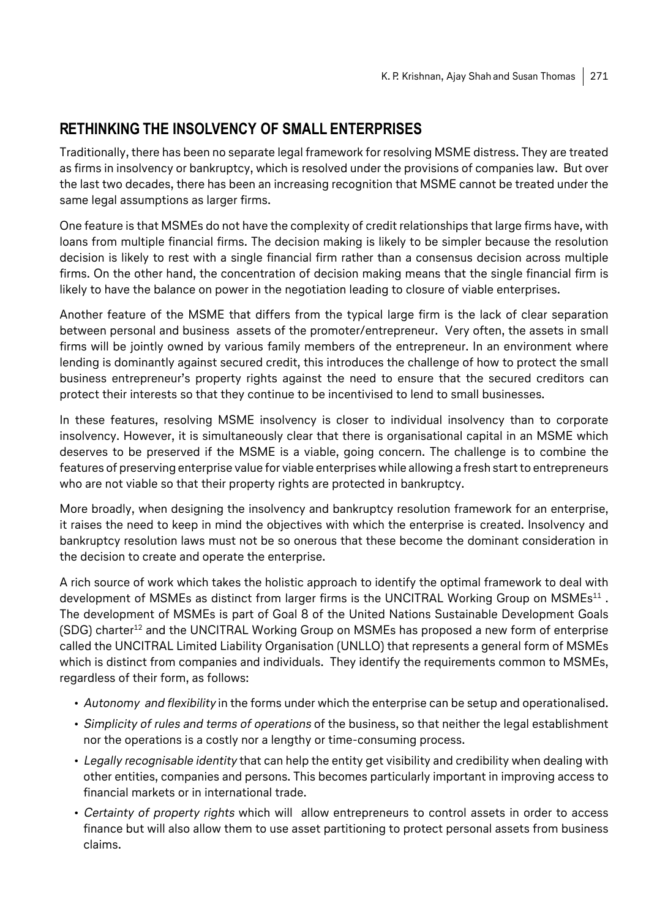## RETHINKING THE INSOLVENCY OF SMALL ENTERPRISES

Traditionally, there has been no separate legal framework for resolving MSME distress. They are treated as firms in insolvency or bankruptcy, which is resolved under the provisions of companies law. But over the last two decades, there has been an increasing recognition that MSME cannot be treated under the same legal assumptions as larger firms.

One feature is that MSMEs do not have the complexity of credit relationships that large firms have, with loans from multiple financial firms. The decision making is likely to be simpler because the resolution decision is likely to rest with a single financial firm rather than a consensus decision across multiple firms. On the other hand, the concentration of decision making means that the single financial firm is likely to have the balance on power in the negotiation leading to closure of viable enterprises.

Another feature of the MSME that differs from the typical large firm is the lack of clear separation between personal and business assets of the promoter/entrepreneur. Very often, the assets in small firms will be jointly owned by various family members of the entrepreneur. In an environment where lending is dominantly against secured credit, this introduces the challenge of how to protect the small business entrepreneur's property rights against the need to ensure that the secured creditors can protect their interests so that they continue to be incentivised to lend to small businesses.

In these features, resolving MSME insolvency is closer to individual insolvency than to corporate insolvency. However, it is simultaneously clear that there is organisational capital in an MSME which deserves to be preserved if the MSME is a viable, going concern. The challenge is to combine the features of preserving enterprise value for viable enterprises while allowing a fresh start to entrepreneurs who are not viable so that their property rights are protected in bankruptcy.

More broadly, when designing the insolvency and bankruptcy resolution framework for an enterprise, it raises the need to keep in mind the objectives with which the enterprise is created. Insolvency and bankruptcy resolution laws must not be so onerous that these become the dominant consideration in the decision to create and operate the enterprise.

A rich source of work which takes the holistic approach to identify the optimal framework to deal with development of MSMEs as distinct from larger firms is the UNCITRAL Working Group on MSMEs[11]. The development of MSMEs is part of Goal 8 of the United Nations Sustainable Development Goals (SDG) charter[12] and the UNCITRAL Working Group on MSMEs has proposed a new form of enterprise called the UNCITRAL Limited Liability Organisation (UNLLO) that represents a general form of MSMEs which is distinct from companies and individuals. They identify the requirements common to MSMEs, regardless of their form, as follows:

- *Autonomy and flexibility* in the forms under which the enterprise can be setup and operationalised.
- *Simplicity of rules and terms of operations* of the business, so that neither the legal establishment nor the operations is a costly nor a lengthy or time-consuming process.
- *Legally recognisable identity* that can help the entity get visibility and credibility when dealing with other entities, companies and persons. This becomes particularly important in improving access to financial markets or in international trade.
- *Certainty of property rights* which will allow entrepreneurs to control assets in order to access finance but will also allow them to use asset partitioning to protect personal assets from business claims.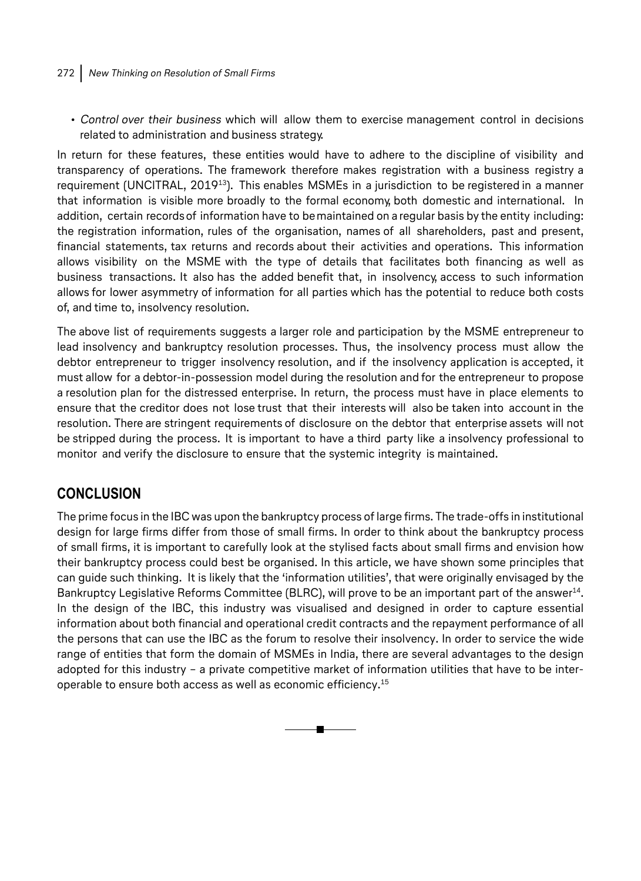- *Control over their business* which will allow them to exercise management control in decisions related to administration and business strategy.

In return for these features, these entities would have to adhere to the discipline of visibility and transparency of operations. The framework therefore makes registration with a business registry a requirement (UNCITRAL, 2019[13]). This enables MSMEs in a jurisdiction to be registered in a manner that information is visible more broadly to the formal economy, both domestic and international. In addition, certain records of information have to be maintained on a regular basis by the entity including: the registration information, rules of the organisation, names of all shareholders, past and present, financial statements, tax returns and records about their activities and operations. This information allows visibility on the MSME with the type of details that facilitates both financing as well as business transactions. It also has the added benefit that, in insolvency, access to such information allows for lower asymmetry of information for all parties which has the potential to reduce both costs of, and time to, insolvency resolution.

The above list of requirements suggests a larger role and participation by the MSME entrepreneur to lead insolvency and bankruptcy resolution processes. Thus, the insolvency process must allow the debtor entrepreneur to trigger insolvency resolution, and if the insolvency application is accepted, it must allow for a debtor-in-possession model during the resolution and for the entrepreneur to propose a resolution plan for the distressed enterprise. In return, the process must have in place elements to ensure that the creditor does not lose trust that their interests will also be taken into account in the resolution. There are stringent requirements of disclosure on the debtor that enterprise assets will not be stripped during the process. It is important to have a third party like a insolvency professional to monitor and verify the disclosure to ensure that the systemic integrity is maintained.

## CONCLUSION

The prime focus in the IBC was upon the bankruptcy process of large firms. The trade-offs in institutional design for large firms differ from those of small firms. In order to think about the bankruptcy process of small firms, it is important to carefully look at the stylised facts about small firms and envision how their bankruptcy process could best be organised. In this article, we have shown some principles that can guide such thinking. It is likely that the 'information utilities', that were originally envisaged by the Bankruptcy Legislative Reforms Committee (BLRC), will prove to be an important part of the answer[14]. In the design of the IBC, this industry was visualised and designed in order to capture essential information about both financial and operational credit contracts and the repayment performance of all the persons that can use the IBC as the forum to resolve their insolvency. In order to service the wide range of entities that form the domain of MSMEs in India, there are several advantages to the design adopted for this industry – a private competitive market of information utilities that have to be inter-operable to ensure both access as well as economic efficiency.[15]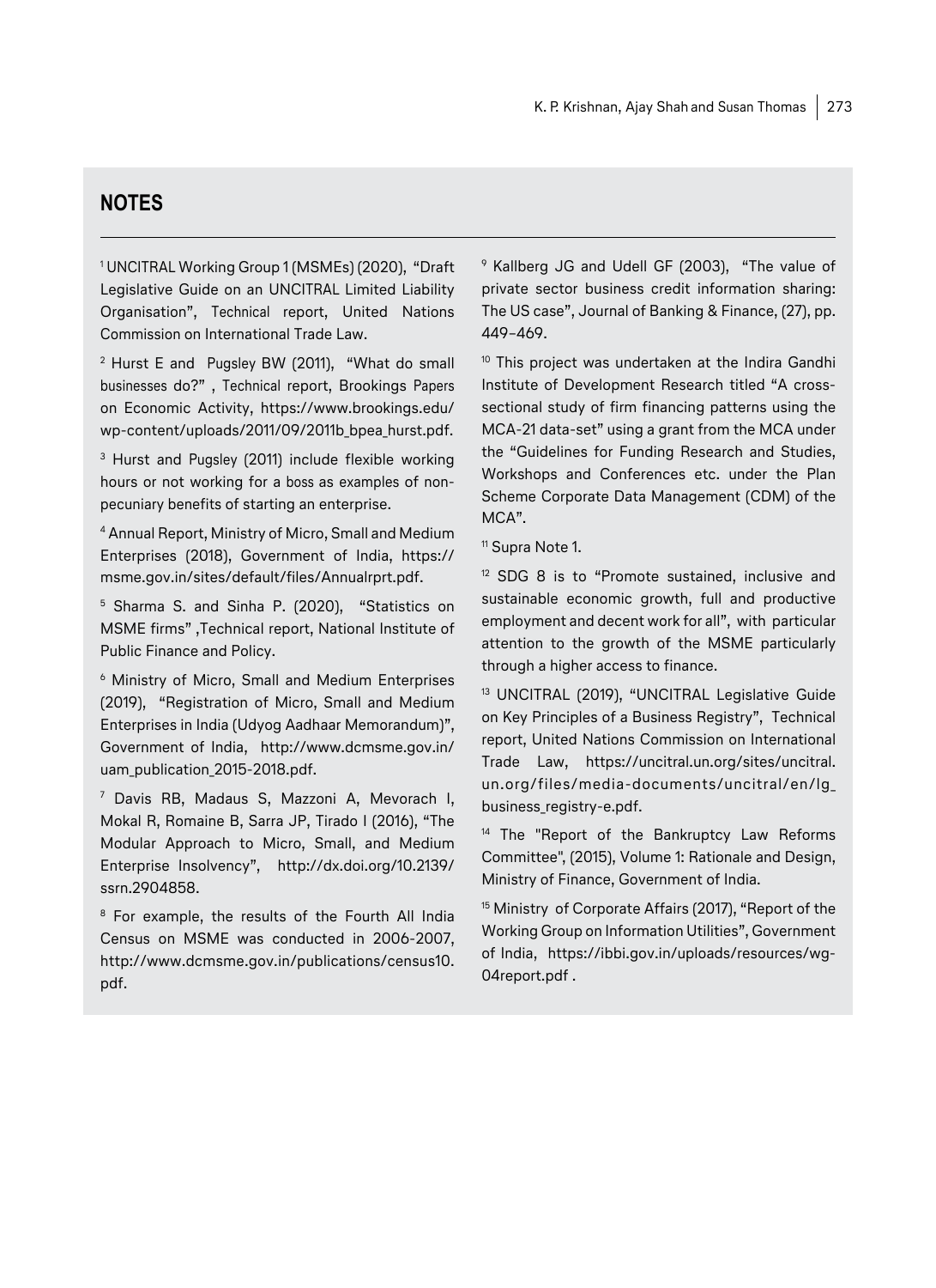## NOTES

[1] UNCITRAL Working Group 1 (MSMEs) (2020), "Draft Legislative Guide on an UNCITRAL Limited Liability Organisation", Technical report, United Nations Commission on International Trade Law.

[2] Hurst E and Pugsley BW (2011), "What do small businesses do?" , Technical report, Brookings Papers on Economic Activity, https://www.brookings.edu/wp-content/uploads/2011/09/2011b_bpea_hurst.pdf.

[3] Hurst and Pugsley (2011) include flexible working hours or not working for a boss as examples of non-pecuniary benefits of starting an enterprise.

[4] Annual Report, Ministry of Micro, Small and Medium Enterprises (2018), Government of India, https://msme.gov.in/sites/default/files/Annualrprt.pdf.

[5] Sharma S. and Sinha P. (2020), "Statistics on MSME firms" ,Technical report, National Institute of Public Finance and Policy.

[6] Ministry of Micro, Small and Medium Enterprises (2019), "Registration of Micro, Small and Medium Enterprises in India (Udyog Aadhaar Memorandum)", Government of India, http://www.dcmsme.gov.in/uam_publication_2015-2018.pdf.

[7] Davis RB, Madaus S, Mazzoni A, Mevorach I, Mokal R, Romaine B, Sarra JP, Tirado I (2016), "The Modular Approach to Micro, Small, and Medium Enterprise Insolvency", http://dx.doi.org/10.2139/ssrn.2904858.

[8] For example, the results of the Fourth All India Census on MSME was conducted in 2006-2007, http://www.dcmsme.gov.in/publications/census10.pdf.

[9] Kallberg JG and Udell GF (2003), "The value of private sector business credit information sharing: The US case", Journal of Banking & Finance, (27), pp. 449–469.

[10] This project was undertaken at the Indira Gandhi Institute of Development Research titled "A cross-sectional study of firm financing patterns using the MCA-21 data-set" using a grant from the MCA under the "Guidelines for Funding Research and Studies, Workshops and Conferences etc. under the Plan Scheme Corporate Data Management (CDM) of the MCA".

[11] Supra Note 1.

[12] SDG 8 is to "Promote sustained, inclusive and sustainable economic growth, full and productive employment and decent work for all", with particular attention to the growth of the MSME particularly through a higher access to finance.

[13] UNCITRAL (2019), "UNCITRAL Legislative Guide on Key Principles of a Business Registry", Technical report, United Nations Commission on International Trade Law, https://uncitral.un.org/sites/uncitral.un.org/files/media-documents/uncitral/en/lg_business_registry-e.pdf.

[14] The "Report of the Bankruptcy Law Reforms Committee", (2015), Volume 1: Rationale and Design, Ministry of Finance, Government of India.

[15] Ministry of Corporate Affairs (2017), "Report of the Working Group on Information Utilities", Government of India, https://ibbi.gov.in/uploads/resources/wg-04report.pdf .